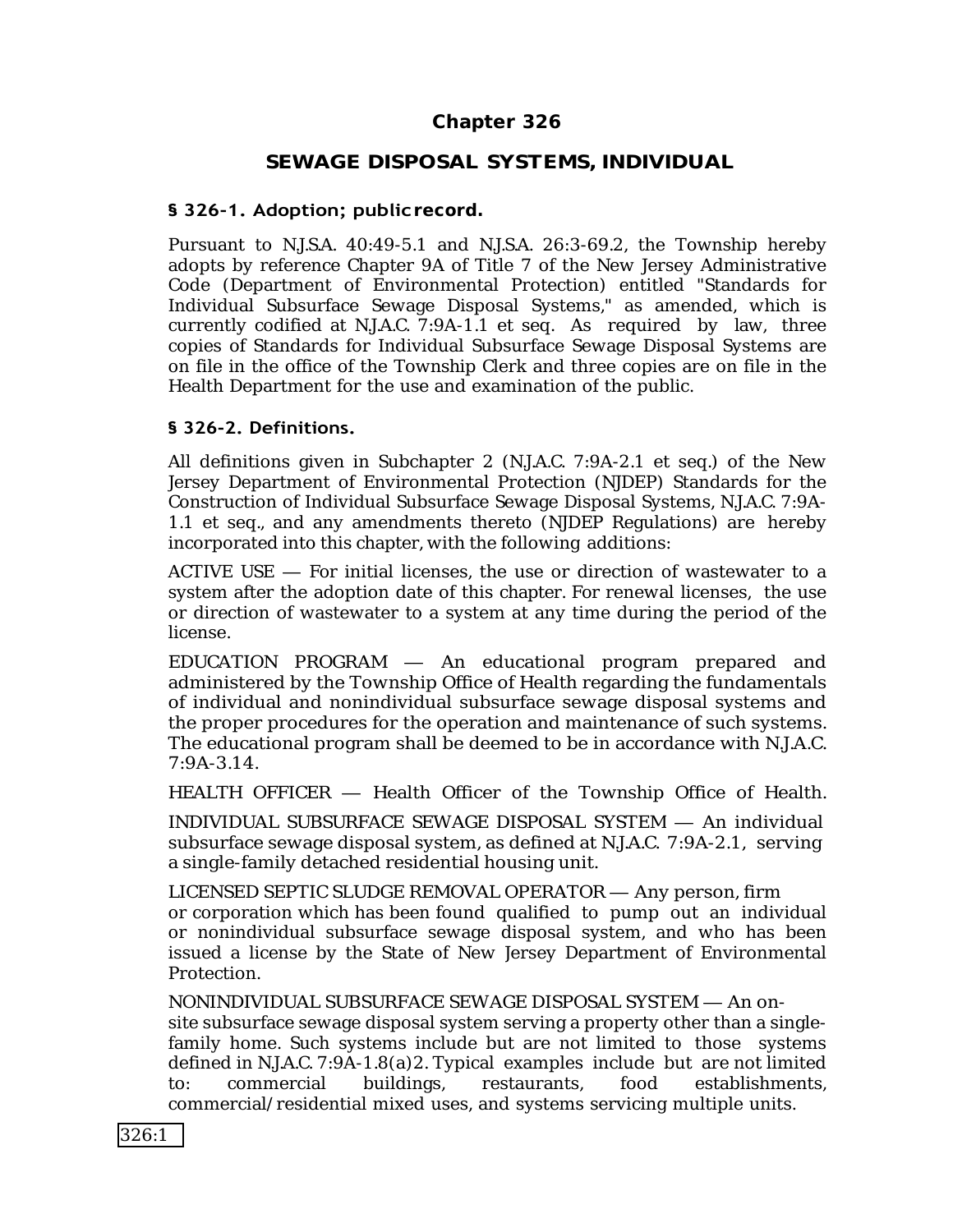# Chapter 326

## SEWAGE DISPOSAL SYSTEMS, INDIVIDUAL

### § 326-1. Adoption; public record.

Pursuant to N.J.S.A. 40:49-5.1 and N.J.S.A. 26:3-69.2, the Township hereby adopts by reference Chapter 9A of Title 7 of the New Jersey Administrative Code (Department of Environmental Protection) entitled "Standards for Individual Subsurface Sewage Disposal Systems," as amended, which is currently codified at N.J.A.C. 7:9A-1.1 et seq. As required by law, three copies of Standards for Individual Subsurface Sewage Disposal Systems are on file in the office of the Township Clerk and three copies are on file in the Health Department for the use and examination of the public.

### § 326-2. Definitions.

All definitions given in Subchapter 2 (N.J.A.C. 7:9A-2.1 et seq.) of the New Jersey Department of Environmental Protection (NJDEP) Standards for the Construction of Individual Subsurface Sewage Disposal Systems, N.J.A.C. 7:9A-1.1 et seq., and any amendments thereto (NJDEP Regulations) are hereby incorporated into this chapter, with the following additions:

ACTIVE USE — For initial licenses, the use or direction of wastewater to a system after the adoption date of this chapter. For renewal licenses, the use or direction of wastewater to a system at any time during the period of the license.

EDUCATION PROGRAM — An educational program prepared and administered by the Township Office of Health regarding the fundamentals of individual and nonindividual subsurface sewage disposal systems and the proper procedures for the operation and maintenance of such systems. The educational program shall be deemed to be in accordance with N.J.A.C. 7:9A-3.14.

HEALTH OFFICER — Health Officer of the Township Office of Health.

INDIVIDUAL SUBSURFACE SEWAGE DISPOSAL SYSTEM — An individual subsurface sewage disposal system, as defined at N.J.A.C. 7:9A-2.1, serving a single-family detached residential housing unit.

LICENSED SEPTIC SLUDGE REMOVAL OPERATOR — Any person, firm or corporation which has been found qualified to pump out an individual or nonindividual subsurface sewage disposal system, and who has been issued a license by the State of New Jersey Department of Environmental Protection.

NONINDIVIDUAL SUBSURFACE SEWAGE DISPOSAL SYSTEM — An on-site subsurface sewage disposal system serving a property other than a single-family home. Such systems include but are not limited to those systems defined in N.J.A.C. 7:9A-1.8(a)2. Typical examples include but are not limited to: commercial buildings, restaurants, food establishments, commercial/residential mixed uses, and systems servicing multiple units.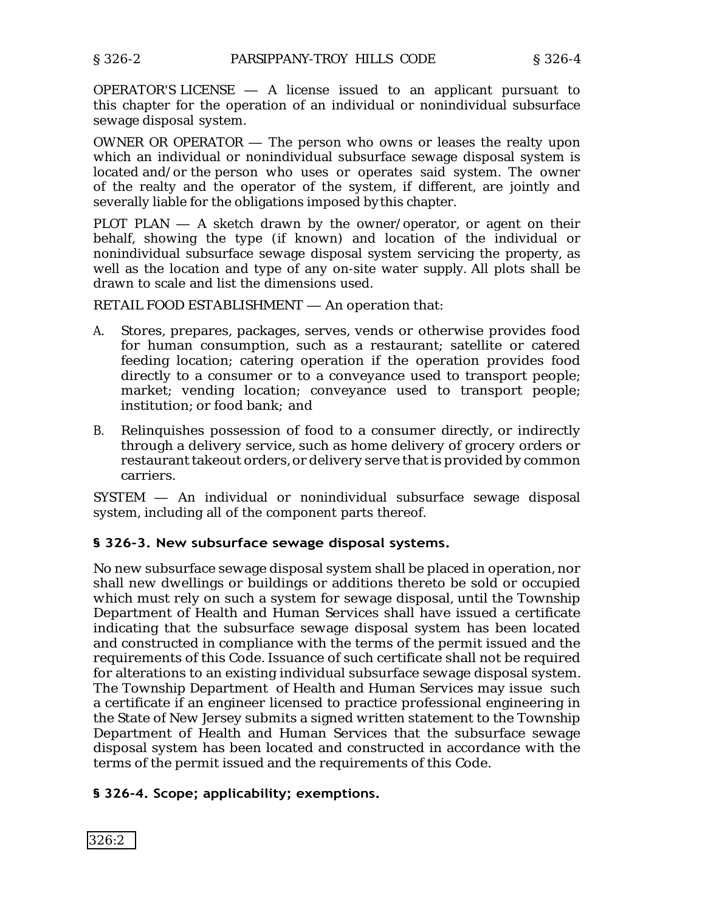OPERATOR'S LICENSE — A license issued to an applicant pursuant to this chapter for the operation of an individual or nonindividual subsurface sewage disposal system.

OWNER OR OPERATOR — The person who owns or leases the realty upon which an individual or nonindividual subsurface sewage disposal system is located and/or the person who uses or operates said system. The owner of the realty and the operator of the system, if different, are jointly and severally liable for the obligations imposed by this chapter.

PLOT PLAN — A sketch drawn by the owner/operator, or agent on their behalf, showing the type (if known) and location of the individual or nonindividual subsurface sewage disposal system servicing the property, as well as the location and type of any on-site water supply. All plots shall be drawn to scale and list the dimensions used.

RETAIL FOOD ESTABLISHMENT — An operation that:

A. Stores, prepares, packages, serves, vends or otherwise provides food for human consumption, such as a restaurant; satellite or catered feeding location; catering operation if the operation provides food directly to a consumer or to a conveyance used to transport people; market; vending location; conveyance used to transport people; institution; or food bank; and

B. Relinquishes possession of food to a consumer directly, or indirectly through a delivery service, such as home delivery of grocery orders or restaurant takeout orders, or delivery serve that is provided by common carriers.

SYSTEM — An individual or nonindividual subsurface sewage disposal system, including all of the component parts thereof.

## § 326-3. New subsurface sewage disposal systems.

No new subsurface sewage disposal system shall be placed in operation, nor shall new dwellings or buildings or additions thereto be sold or occupied which must rely on such a system for sewage disposal, until the Township Department of Health and Human Services shall have issued a certificate indicating that the subsurface sewage disposal system has been located and constructed in compliance with the terms of the permit issued and the requirements of this Code. Issuance of such certificate shall not be required for alterations to an existing individual subsurface sewage disposal system. The Township Department of Health and Human Services may issue such a certificate if an engineer licensed to practice professional engineering in the State of New Jersey submits a signed written statement to the Township Department of Health and Human Services that the subsurface sewage disposal system has been located and constructed in accordance with the terms of the permit issued and the requirements of this Code.

## § 326-4. Scope; applicability; exemptions.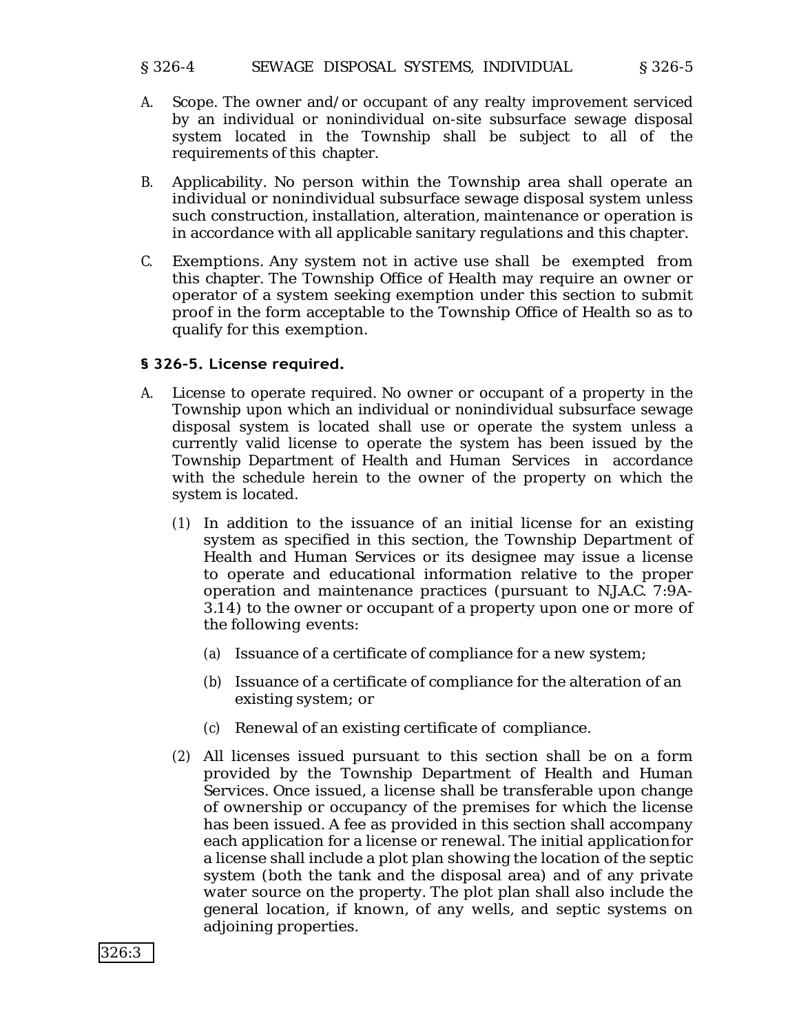A. Scope. The owner and/or occupant of any realty improvement serviced by an individual or nonindividual on-site subsurface sewage disposal system located in the Township shall be subject to all of the requirements of this chapter.

B. Applicability. No person within the Township area shall operate an individual or nonindividual subsurface sewage disposal system unless such construction, installation, alteration, maintenance or operation is in accordance with all applicable sanitary regulations and this chapter.

C. Exemptions. Any system not in active use shall be exempted from this chapter. The Township Office of Health may require an owner or operator of a system seeking exemption under this section to submit proof in the form acceptable to the Township Office of Health so as to qualify for this exemption.

## § 326-5. License required.

A. License to operate required. No owner or occupant of a property in the Township upon which an individual or nonindividual subsurface sewage disposal system is located shall use or operate the system unless a currently valid license to operate the system has been issued by the Township Department of Health and Human Services in accordance with the schedule herein to the owner of the property on which the system is located.

   (1) In addition to the issuance of an initial license for an existing system as specified in this section, the Township Department of Health and Human Services or its designee may issue a license to operate and educational information relative to the proper operation and maintenance practices (pursuant to N.J.A.C. 7:9A-3.14) to the owner or occupant of a property upon one or more of the following events:

      (a) Issuance of a certificate of compliance for a new system;

      (b) Issuance of a certificate of compliance for the alteration of an existing system; or

      (c) Renewal of an existing certificate of compliance.

   (2) All licenses issued pursuant to this section shall be on a form provided by the Township Department of Health and Human Services. Once issued, a license shall be transferable upon change of ownership or occupancy of the premises for which the license has been issued. A fee as provided in this section shall accompany each application for a license or renewal. The initial application for a license shall include a plot plan showing the location of the septic system (both the tank and the disposal area) and of any private water source on the property. The plot plan shall also include the general location, if known, of any wells, and septic systems on adjoining properties.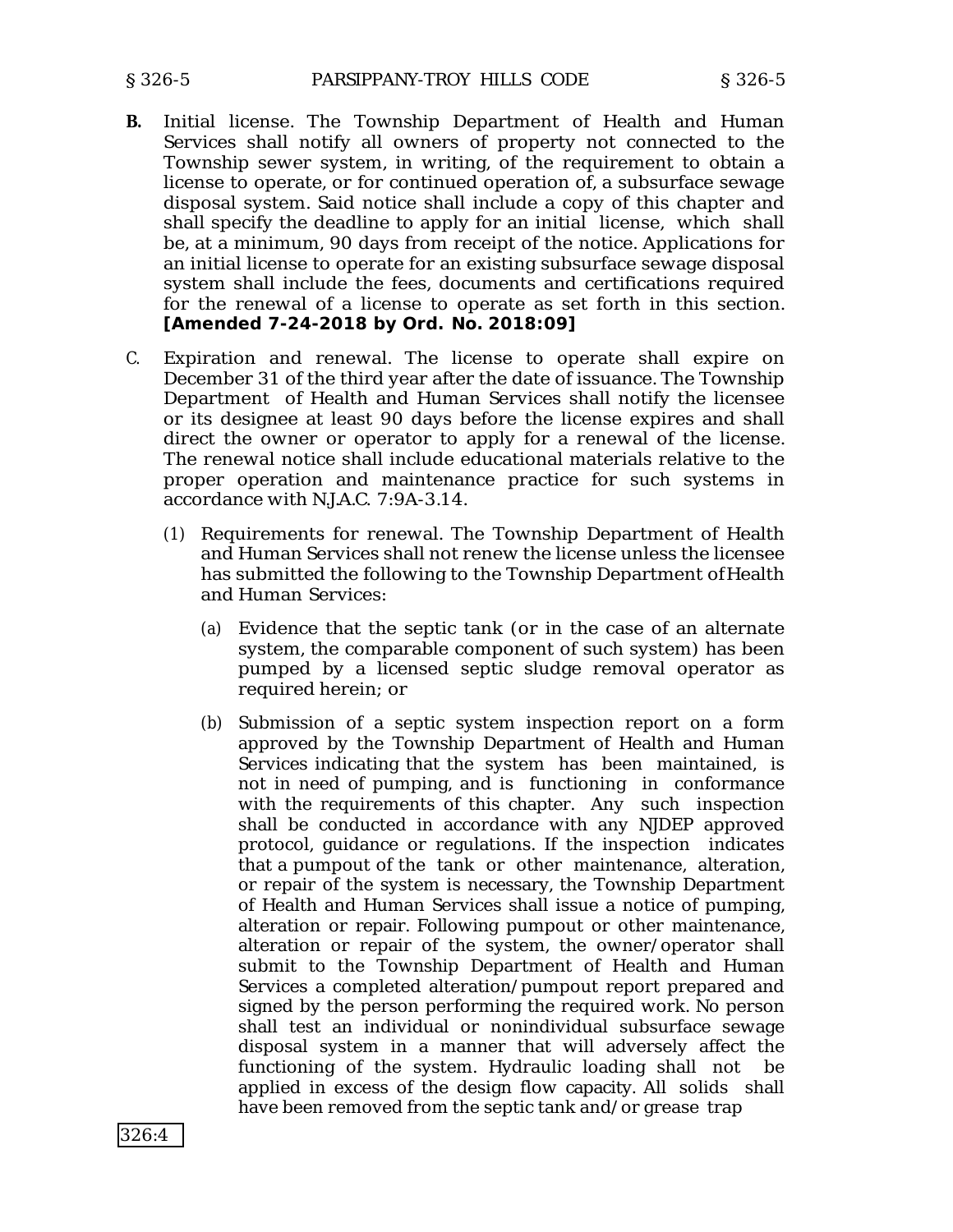**B.** Initial license. The Township Department of Health and Human Services shall notify all owners of property not connected to the Township sewer system, in writing, of the requirement to obtain a license to operate, or for continued operation of, a subsurface sewage disposal system. Said notice shall include a copy of this chapter and shall specify the deadline to apply for an initial license, which shall be, at a minimum, 90 days from receipt of the notice. Applications for an initial license to operate for an existing subsurface sewage disposal system shall include the fees, documents and certifications required for the renewal of a license to operate as set forth in this section. **[Amended 7-24-2018 by Ord. No. 2018:09]**

C. Expiration and renewal. The license to operate shall expire on December 31 of the third year after the date of issuance. The Township Department of Health and Human Services shall notify the licensee or its designee at least 90 days before the license expires and shall direct the owner or operator to apply for a renewal of the license. The renewal notice shall include educational materials relative to the proper operation and maintenance practice for such systems in accordance with N.J.A.C. 7:9A-3.14.

(1) Requirements for renewal. The Township Department of Health and Human Services shall not renew the license unless the licensee has submitted the following to the Township Department of Health and Human Services:

(a) Evidence that the septic tank (or in the case of an alternate system, the comparable component of such system) has been pumped by a licensed septic sludge removal operator as required herein; or

(b) Submission of a septic system inspection report on a form approved by the Township Department of Health and Human Services indicating that the system has been maintained, is not in need of pumping, and is functioning in conformance with the requirements of this chapter. Any such inspection shall be conducted in accordance with any NJDEP approved protocol, guidance or regulations. If the inspection indicates that a pumpout of the tank or other maintenance, alteration, or repair of the system is necessary, the Township Department of Health and Human Services shall issue a notice of pumping, alteration or repair. Following pumpout or other maintenance, alteration or repair of the system, the owner/operator shall submit to the Township Department of Health and Human Services a completed alteration/pumpout report prepared and signed by the person performing the required work. No person shall test an individual or nonindividual subsurface sewage disposal system in a manner that will adversely affect the functioning of the system. Hydraulic loading shall not be applied in excess of the design flow capacity. All solids shall have been removed from the septic tank and/or grease trap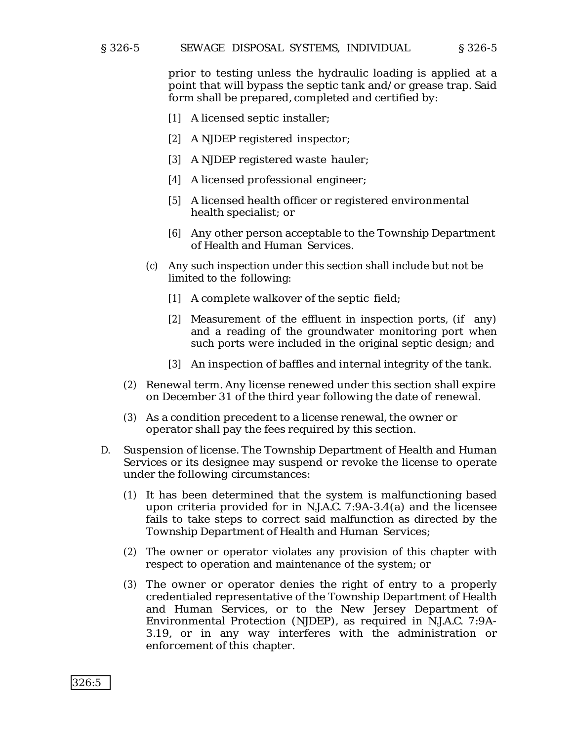prior to testing unless the hydraulic loading is applied at a point that will bypass the septic tank and/or grease trap. Said form shall be prepared, completed and certified by:

[1] A licensed septic installer;

[2] A NJDEP registered inspector;

[3] A NJDEP registered waste hauler;

[4] A licensed professional engineer;

[5] A licensed health officer or registered environmental health specialist; or

[6] Any other person acceptable to the Township Department of Health and Human Services.

(c) Any such inspection under this section shall include but not be limited to the following:

[1] A complete walkover of the septic field;

[2] Measurement of the effluent in inspection ports, (if any) and a reading of the groundwater monitoring port when such ports were included in the original septic design; and

[3] An inspection of baffles and internal integrity of the tank.

(2) Renewal term. Any license renewed under this section shall expire on December 31 of the third year following the date of renewal.

(3) As a condition precedent to a license renewal, the owner or operator shall pay the fees required by this section.

D. Suspension of license. The Township Department of Health and Human Services or its designee may suspend or revoke the license to operate under the following circumstances:

(1) It has been determined that the system is malfunctioning based upon criteria provided for in N.J.A.C. 7:9A-3.4(a) and the licensee fails to take steps to correct said malfunction as directed by the Township Department of Health and Human Services;

(2) The owner or operator violates any provision of this chapter with respect to operation and maintenance of the system; or

(3) The owner or operator denies the right of entry to a properly credentialed representative of the Township Department of Health and Human Services, or to the New Jersey Department of Environmental Protection (NJDEP), as required in N.J.A.C. 7:9A-3.19, or in any way interferes with the administration or enforcement of this chapter.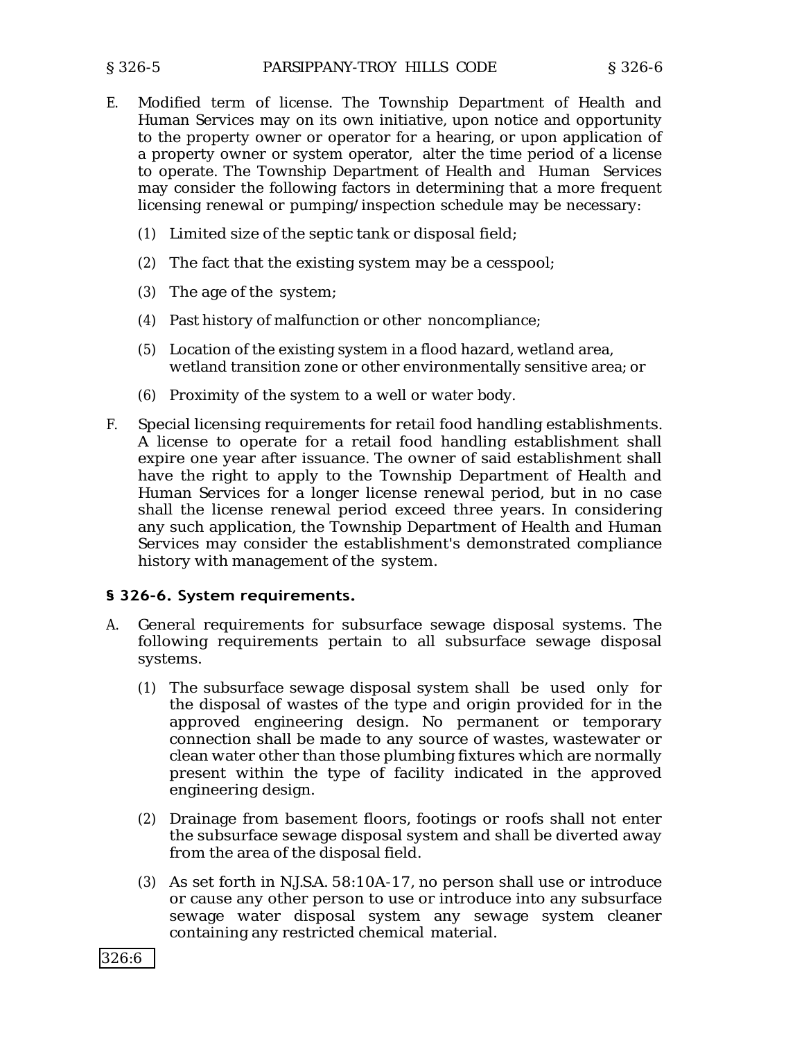E. Modified term of license. The Township Department of Health and Human Services may on its own initiative, upon notice and opportunity to the property owner or operator for a hearing, or upon application of a property owner or system operator, alter the time period of a license to operate. The Township Department of Health and Human Services may consider the following factors in determining that a more frequent licensing renewal or pumping/inspection schedule may be necessary:

   (1) Limited size of the septic tank or disposal field;

   (2) The fact that the existing system may be a cesspool;

   (3) The age of the system;

   (4) Past history of malfunction or other noncompliance;

   (5) Location of the existing system in a flood hazard, wetland area, wetland transition zone or other environmentally sensitive area; or

   (6) Proximity of the system to a well or water body.

F. Special licensing requirements for retail food handling establishments. A license to operate for a retail food handling establishment shall expire one year after issuance. The owner of said establishment shall have the right to apply to the Township Department of Health and Human Services for a longer license renewal period, but in no case shall the license renewal period exceed three years. In considering any such application, the Township Department of Health and Human Services may consider the establishment's demonstrated compliance history with management of the system.

### § 326-6. System requirements.

A. General requirements for subsurface sewage disposal systems. The following requirements pertain to all subsurface sewage disposal systems.

   (1) The subsurface sewage disposal system shall be used only for the disposal of wastes of the type and origin provided for in the approved engineering design. No permanent or temporary connection shall be made to any source of wastes, wastewater or clean water other than those plumbing fixtures which are normally present within the type of facility indicated in the approved engineering design.

   (2) Drainage from basement floors, footings or roofs shall not enter the subsurface sewage disposal system and shall be diverted away from the area of the disposal field.

   (3) As set forth in N.J.S.A. 58:10A-17, no person shall use or introduce or cause any other person to use or introduce into any subsurface sewage water disposal system any sewage system cleaner containing any restricted chemical material.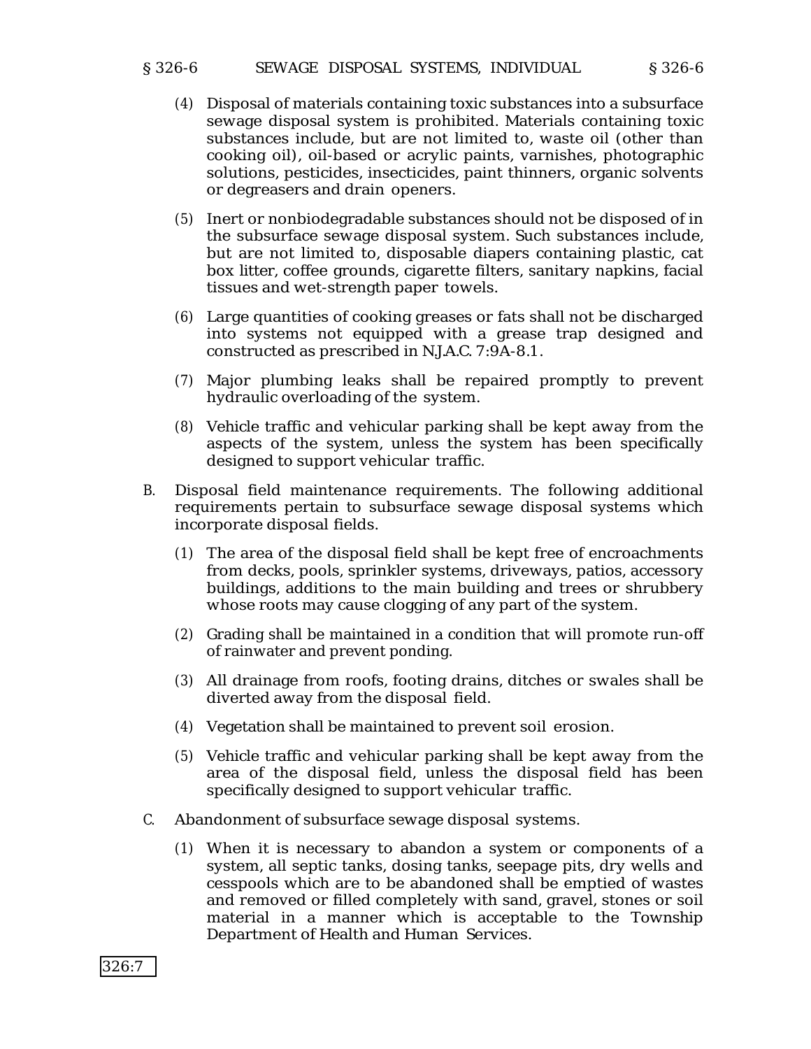(4) Disposal of materials containing toxic substances into a subsurface sewage disposal system is prohibited. Materials containing toxic substances include, but are not limited to, waste oil (other than cooking oil), oil-based or acrylic paints, varnishes, photographic solutions, pesticides, insecticides, paint thinners, organic solvents or degreasers and drain openers.

(5) Inert or nonbiodegradable substances should not be disposed of in the subsurface sewage disposal system. Such substances include, but are not limited to, disposable diapers containing plastic, cat box litter, coffee grounds, cigarette filters, sanitary napkins, facial tissues and wet-strength paper towels.

(6) Large quantities of cooking greases or fats shall not be discharged into systems not equipped with a grease trap designed and constructed as prescribed in N.J.A.C. 7:9A-8.1.

(7) Major plumbing leaks shall be repaired promptly to prevent hydraulic overloading of the system.

(8) Vehicle traffic and vehicular parking shall be kept away from the aspects of the system, unless the system has been specifically designed to support vehicular traffic.

B. Disposal field maintenance requirements. The following additional requirements pertain to subsurface sewage disposal systems which incorporate disposal fields.

(1) The area of the disposal field shall be kept free of encroachments from decks, pools, sprinkler systems, driveways, patios, accessory buildings, additions to the main building and trees or shrubbery whose roots may cause clogging of any part of the system.

(2) Grading shall be maintained in a condition that will promote run-off of rainwater and prevent ponding.

(3) All drainage from roofs, footing drains, ditches or swales shall be diverted away from the disposal field.

(4) Vegetation shall be maintained to prevent soil erosion.

(5) Vehicle traffic and vehicular parking shall be kept away from the area of the disposal field, unless the disposal field has been specifically designed to support vehicular traffic.

C. Abandonment of subsurface sewage disposal systems.

(1) When it is necessary to abandon a system or components of a system, all septic tanks, dosing tanks, seepage pits, dry wells and cesspools which are to be abandoned shall be emptied of wastes and removed or filled completely with sand, gravel, stones or soil material in a manner which is acceptable to the Township Department of Health and Human Services.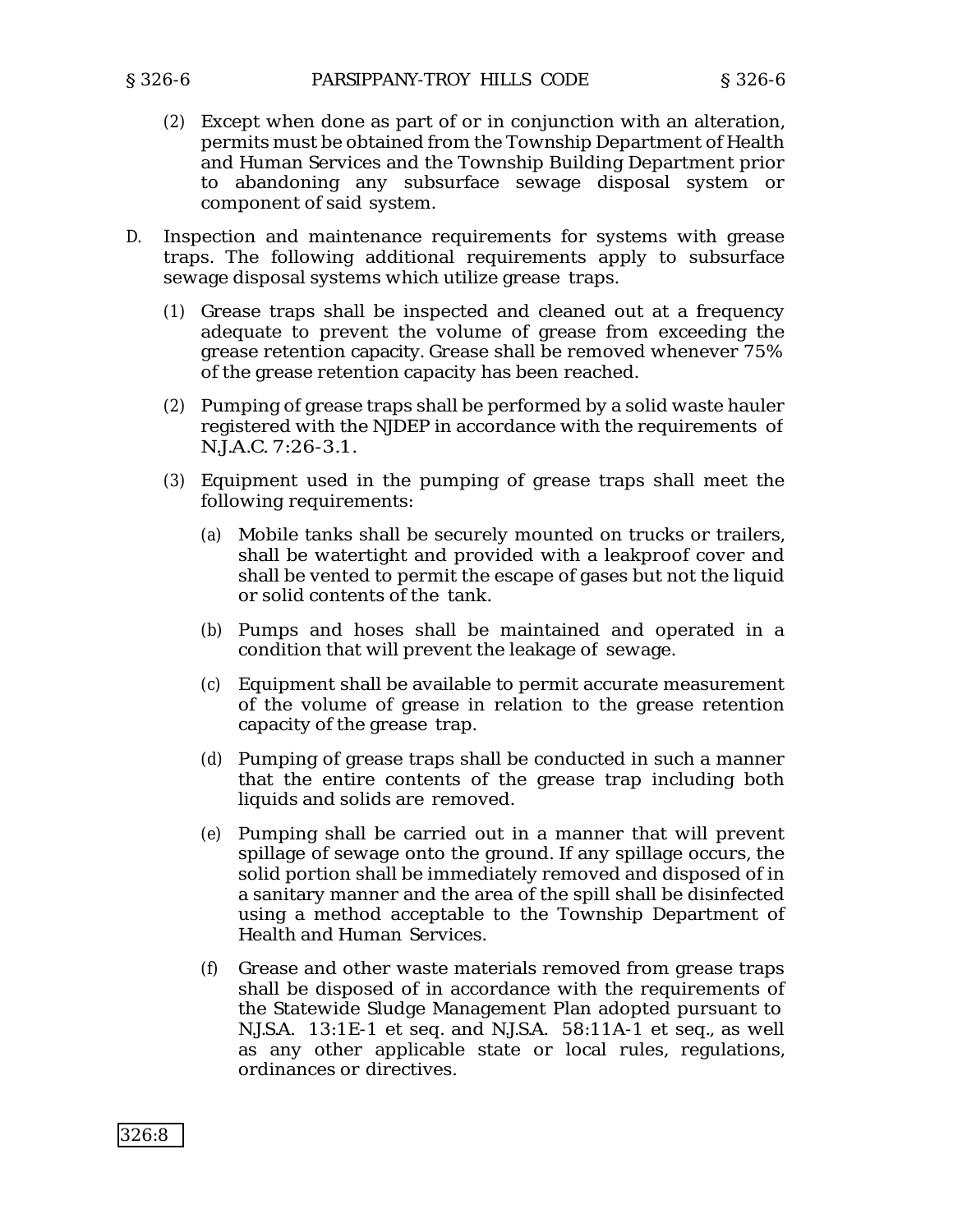(2) Except when done as part of or in conjunction with an alteration, permits must be obtained from the Township Department of Health and Human Services and the Township Building Department prior to abandoning any subsurface sewage disposal system or component of said system.

D. Inspection and maintenance requirements for systems with grease traps. The following additional requirements apply to subsurface sewage disposal systems which utilize grease traps.

(1) Grease traps shall be inspected and cleaned out at a frequency adequate to prevent the volume of grease from exceeding the grease retention capacity. Grease shall be removed whenever 75% of the grease retention capacity has been reached.

(2) Pumping of grease traps shall be performed by a solid waste hauler registered with the NJDEP in accordance with the requirements of N.J.A.C. 7:26-3.1.

(3) Equipment used in the pumping of grease traps shall meet the following requirements:

(a) Mobile tanks shall be securely mounted on trucks or trailers, shall be watertight and provided with a leakproof cover and shall be vented to permit the escape of gases but not the liquid or solid contents of the tank.

(b) Pumps and hoses shall be maintained and operated in a condition that will prevent the leakage of sewage.

(c) Equipment shall be available to permit accurate measurement of the volume of grease in relation to the grease retention capacity of the grease trap.

(d) Pumping of grease traps shall be conducted in such a manner that the entire contents of the grease trap including both liquids and solids are removed.

(e) Pumping shall be carried out in a manner that will prevent spillage of sewage onto the ground. If any spillage occurs, the solid portion shall be immediately removed and disposed of in a sanitary manner and the area of the spill shall be disinfected using a method acceptable to the Township Department of Health and Human Services.

(f) Grease and other waste materials removed from grease traps shall be disposed of in accordance with the requirements of the Statewide Sludge Management Plan adopted pursuant to N.J.S.A. 13:1E-1 et seq. and N.J.S.A. 58:11A-1 et seq., as well as any other applicable state or local rules, regulations, ordinances or directives.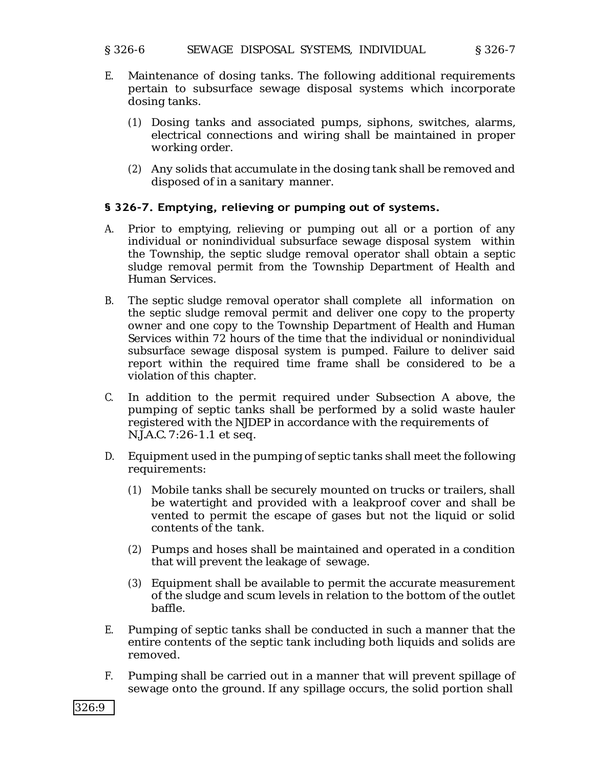E. Maintenance of dosing tanks. The following additional requirements pertain to subsurface sewage disposal systems which incorporate dosing tanks.

   (1) Dosing tanks and associated pumps, siphons, switches, alarms, electrical connections and wiring shall be maintained in proper working order.

   (2) Any solids that accumulate in the dosing tank shall be removed and disposed of in a sanitary manner.

### § 326-7. Emptying, relieving or pumping out of systems.

A. Prior to emptying, relieving or pumping out all or a portion of any individual or nonindividual subsurface sewage disposal system within the Township, the septic sludge removal operator shall obtain a septic sludge removal permit from the Township Department of Health and Human Services.

B. The septic sludge removal operator shall complete all information on the septic sludge removal permit and deliver one copy to the property owner and one copy to the Township Department of Health and Human Services within 72 hours of the time that the individual or nonindividual subsurface sewage disposal system is pumped. Failure to deliver said report within the required time frame shall be considered to be a violation of this chapter.

C. In addition to the permit required under Subsection A above, the pumping of septic tanks shall be performed by a solid waste hauler registered with the NJDEP in accordance with the requirements of N.J.A.C. 7:26-1.1 et seq.

D. Equipment used in the pumping of septic tanks shall meet the following requirements:

   (1) Mobile tanks shall be securely mounted on trucks or trailers, shall be watertight and provided with a leakproof cover and shall be vented to permit the escape of gases but not the liquid or solid contents of the tank.

   (2) Pumps and hoses shall be maintained and operated in a condition that will prevent the leakage of sewage.

   (3) Equipment shall be available to permit the accurate measurement of the sludge and scum levels in relation to the bottom of the outlet baffle.

E. Pumping of septic tanks shall be conducted in such a manner that the entire contents of the septic tank including both liquids and solids are removed.

F. Pumping shall be carried out in a manner that will prevent spillage of sewage onto the ground. If any spillage occurs, the solid portion shall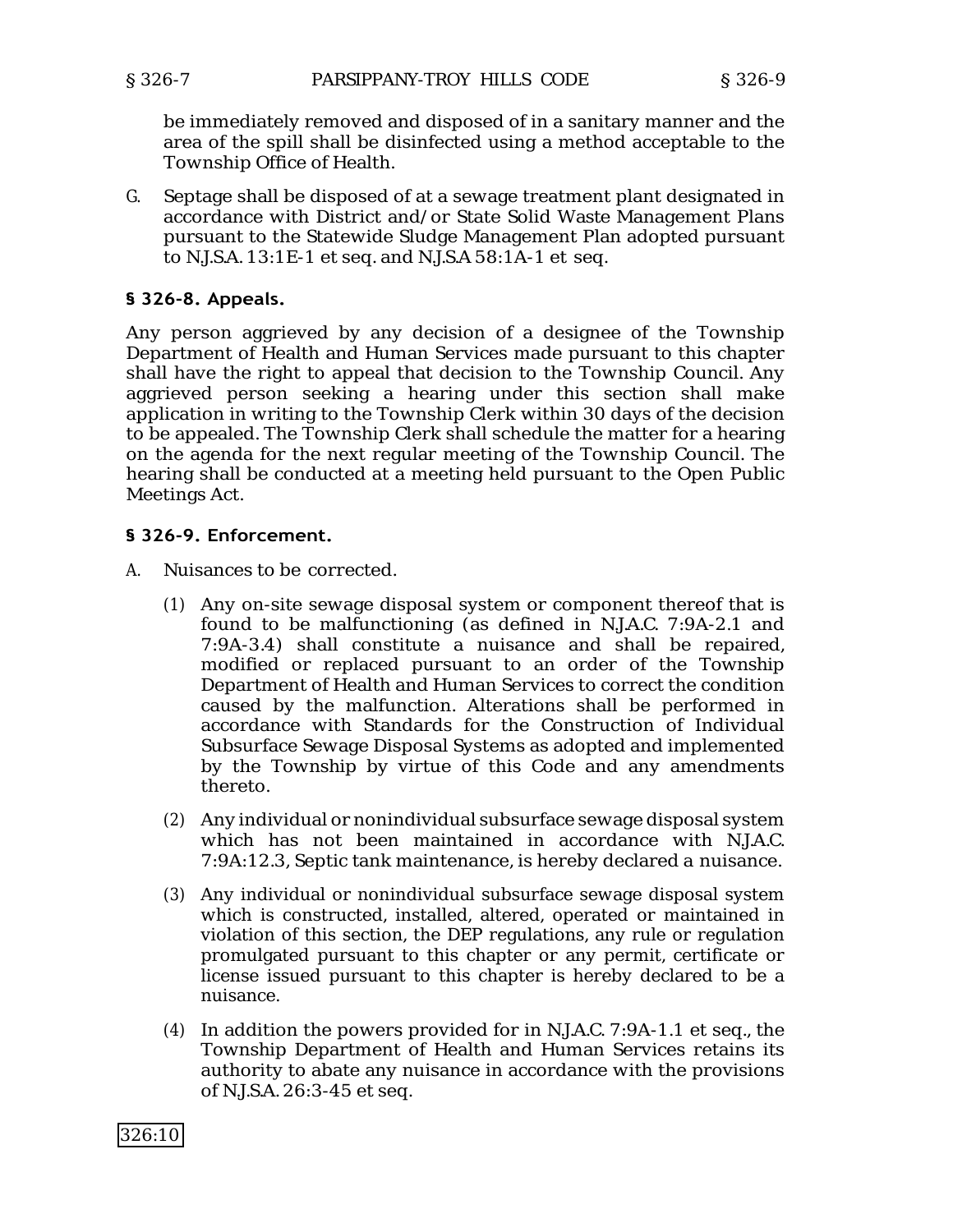be immediately removed and disposed of in a sanitary manner and the area of the spill shall be disinfected using a method acceptable to the Township Office of Health.

G. Septage shall be disposed of at a sewage treatment plant designated in accordance with District and/or State Solid Waste Management Plans pursuant to the Statewide Sludge Management Plan adopted pursuant to N.J.S.A. 13:1E-1 et seq. and N.J.S.A 58:1A-1 et seq.

### § 326-8. Appeals.

Any person aggrieved by any decision of a designee of the Township Department of Health and Human Services made pursuant to this chapter shall have the right to appeal that decision to the Township Council. Any aggrieved person seeking a hearing under this section shall make application in writing to the Township Clerk within 30 days of the decision to be appealed. The Township Clerk shall schedule the matter for a hearing on the agenda for the next regular meeting of the Township Council. The hearing shall be conducted at a meeting held pursuant to the Open Public Meetings Act.

### § 326-9. Enforcement.

A. Nuisances to be corrected.

(1) Any on-site sewage disposal system or component thereof that is found to be malfunctioning (as defined in N.J.A.C. 7:9A-2.1 and 7:9A-3.4) shall constitute a nuisance and shall be repaired, modified or replaced pursuant to an order of the Township Department of Health and Human Services to correct the condition caused by the malfunction. Alterations shall be performed in accordance with Standards for the Construction of Individual Subsurface Sewage Disposal Systems as adopted and implemented by the Township by virtue of this Code and any amendments thereto.

(2) Any individual or nonindividual subsurface sewage disposal system which has not been maintained in accordance with N.J.A.C. 7:9A:12.3, Septic tank maintenance, is hereby declared a nuisance.

(3) Any individual or nonindividual subsurface sewage disposal system which is constructed, installed, altered, operated or maintained in violation of this section, the DEP regulations, any rule or regulation promulgated pursuant to this chapter or any permit, certificate or license issued pursuant to this chapter is hereby declared to be a nuisance.

(4) In addition the powers provided for in N.J.A.C. 7:9A-1.1 et seq., the Township Department of Health and Human Services retains its authority to abate any nuisance in accordance with the provisions of N.J.S.A. 26:3-45 et seq.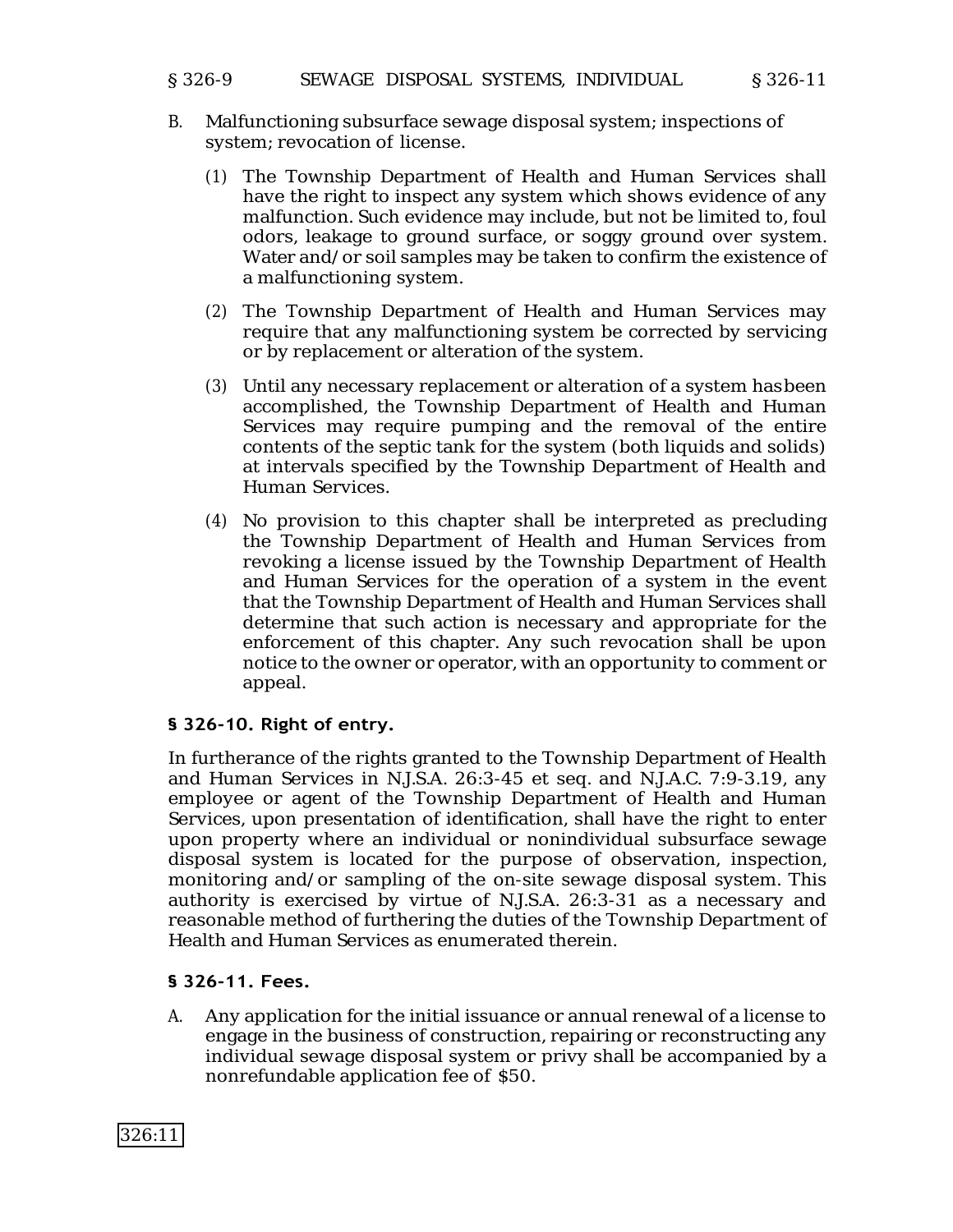B. Malfunctioning subsurface sewage disposal system; inspections of system; revocation of license.

   (1) The Township Department of Health and Human Services shall have the right to inspect any system which shows evidence of any malfunction. Such evidence may include, but not be limited to, foul odors, leakage to ground surface, or soggy ground over system. Water and/or soil samples may be taken to confirm the existence of a malfunctioning system.

   (2) The Township Department of Health and Human Services may require that any malfunctioning system be corrected by servicing or by replacement or alteration of the system.

   (3) Until any necessary replacement or alteration of a system hasbeen accomplished, the Township Department of Health and Human Services may require pumping and the removal of the entire contents of the septic tank for the system (both liquids and solids) at intervals specified by the Township Department of Health and Human Services.

   (4) No provision to this chapter shall be interpreted as precluding the Township Department of Health and Human Services from revoking a license issued by the Township Department of Health and Human Services for the operation of a system in the event that the Township Department of Health and Human Services shall determine that such action is necessary and appropriate for the enforcement of this chapter. Any such revocation shall be upon notice to the owner or operator, with an opportunity to comment or appeal.

### § 326-10. Right of entry.

In furtherance of the rights granted to the Township Department of Health and Human Services in N.J.S.A. 26:3-45 et seq. and N.J.A.C. 7:9-3.19, any employee or agent of the Township Department of Health and Human Services, upon presentation of identification, shall have the right to enter upon property where an individual or nonindividual subsurface sewage disposal system is located for the purpose of observation, inspection, monitoring and/or sampling of the on-site sewage disposal system. This authority is exercised by virtue of N.J.S.A. 26:3-31 as a necessary and reasonable method of furthering the duties of the Township Department of Health and Human Services as enumerated therein.

### § 326-11. Fees.

A. Any application for the initial issuance or annual renewal of a license to engage in the business of construction, repairing or reconstructing any individual sewage disposal system or privy shall be accompanied by a nonrefundable application fee of $50.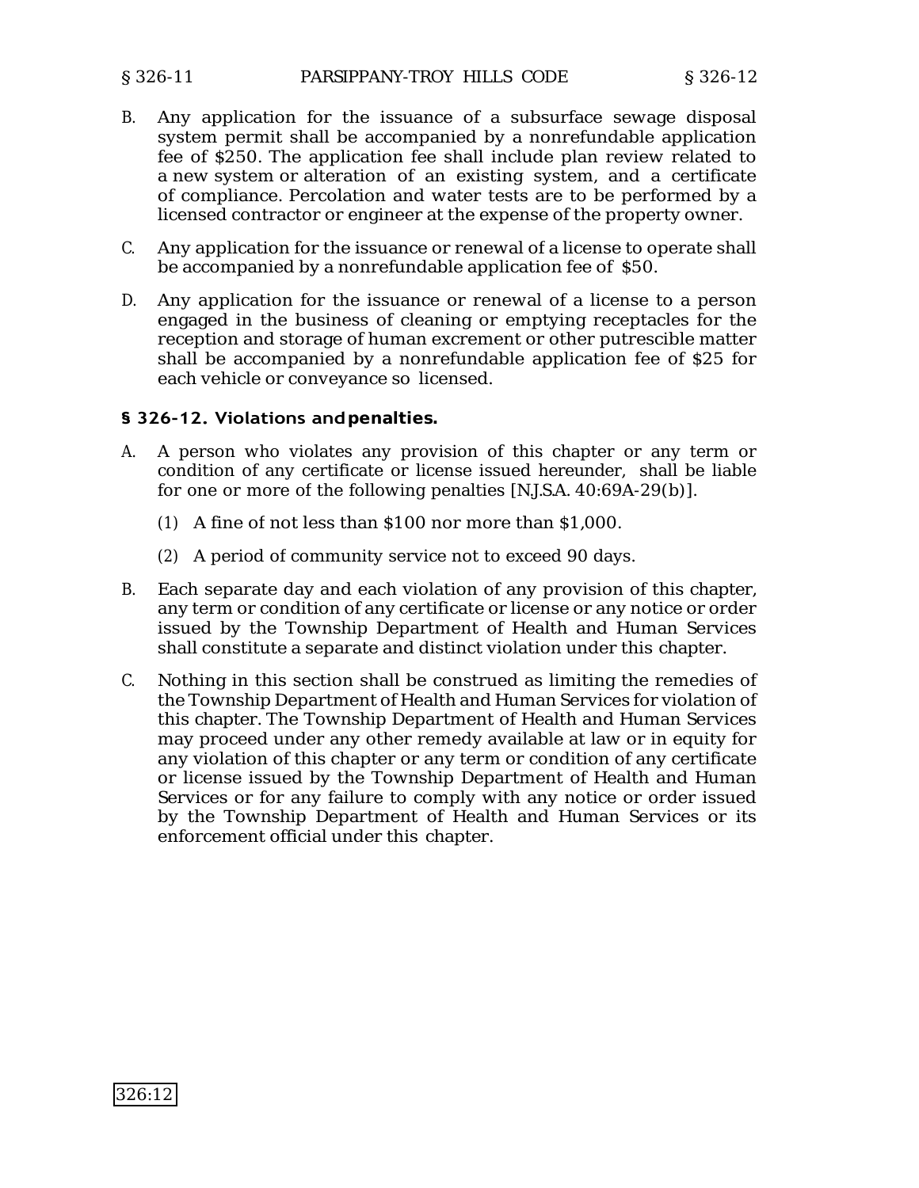B. Any application for the issuance of a subsurface sewage disposal system permit shall be accompanied by a nonrefundable application fee of $250. The application fee shall include plan review related to a new system or alteration of an existing system, and a certificate of compliance. Percolation and water tests are to be performed by a licensed contractor or engineer at the expense of the property owner.

C. Any application for the issuance or renewal of a license to operate shall be accompanied by a nonrefundable application fee of $50.

D. Any application for the issuance or renewal of a license to a person engaged in the business of cleaning or emptying receptacles for the reception and storage of human excrement or other putrescible matter shall be accompanied by a nonrefundable application fee of $25 for each vehicle or conveyance so licensed.

### § 326-12. Violations and penalties.

A. A person who violates any provision of this chapter or any term or condition of any certificate or license issued hereunder, shall be liable for one or more of the following penalties [N.J.S.A. 40:69A-29(b)].

(1) A fine of not less than $100 nor more than $1,000.

(2) A period of community service not to exceed 90 days.

B. Each separate day and each violation of any provision of this chapter, any term or condition of any certificate or license or any notice or order issued by the Township Department of Health and Human Services shall constitute a separate and distinct violation under this chapter.

C. Nothing in this section shall be construed as limiting the remedies of the Township Department of Health and Human Services for violation of this chapter. The Township Department of Health and Human Services may proceed under any other remedy available at law or in equity for any violation of this chapter or any term or condition of any certificate or license issued by the Township Department of Health and Human Services or for any failure to comply with any notice or order issued by the Township Department of Health and Human Services or its enforcement official under this chapter.